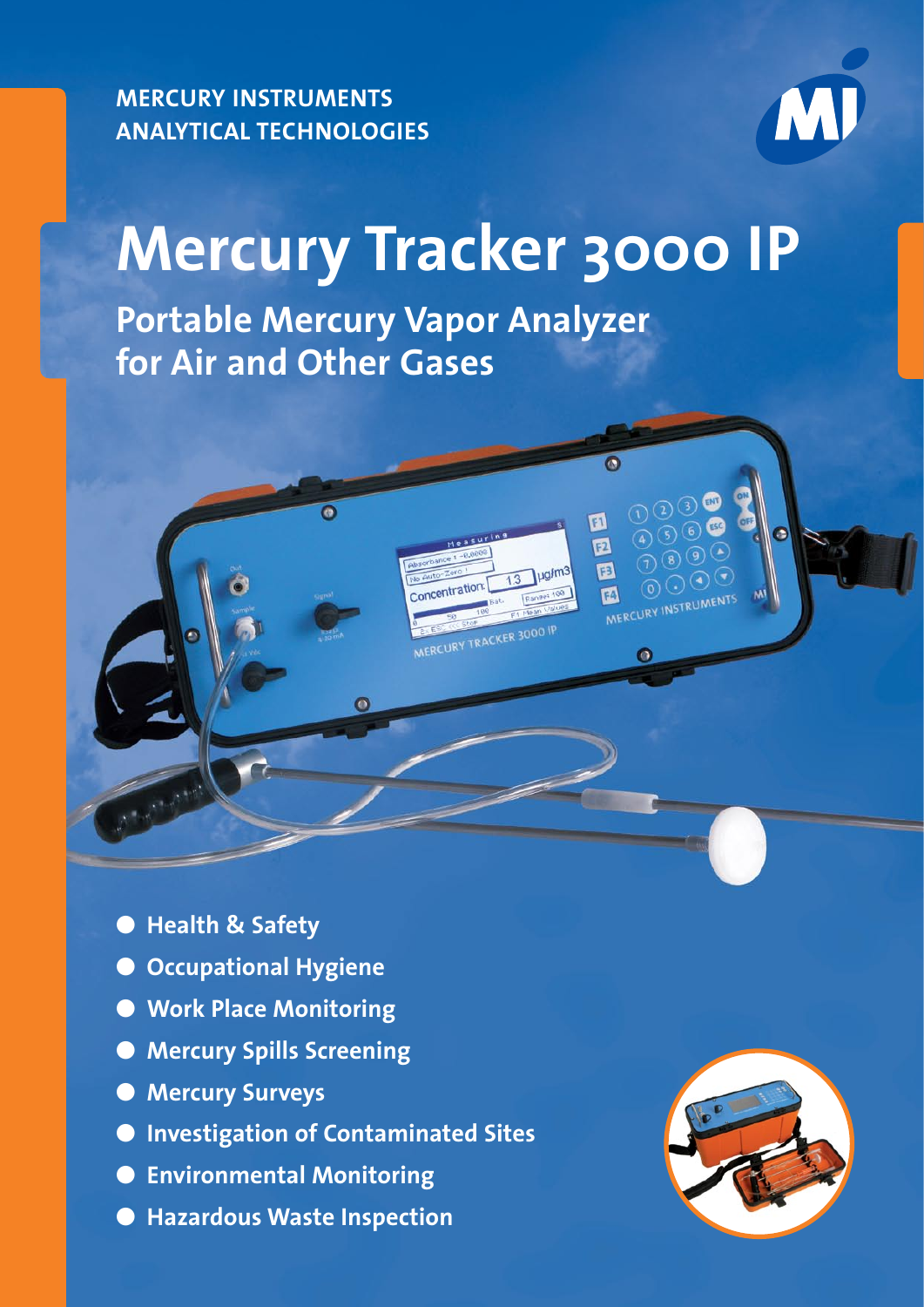MERCURY INSTRUMENTS
ANALYTICAL TECHNOLOGIES

# Mercury Tracker 3000 IP

## Portable Mercury Vapor Analyzer for Air and Other Gases

- **Health & Safety**
- **Occupational Hygiene**
- **Work Place Monitoring**
- **Mercury Spills Screening**
- **Mercury Surveys**
- **Investigation of Contaminated Sites**
- **Environmental Monitoring**
- **Hazardous Waste Inspection**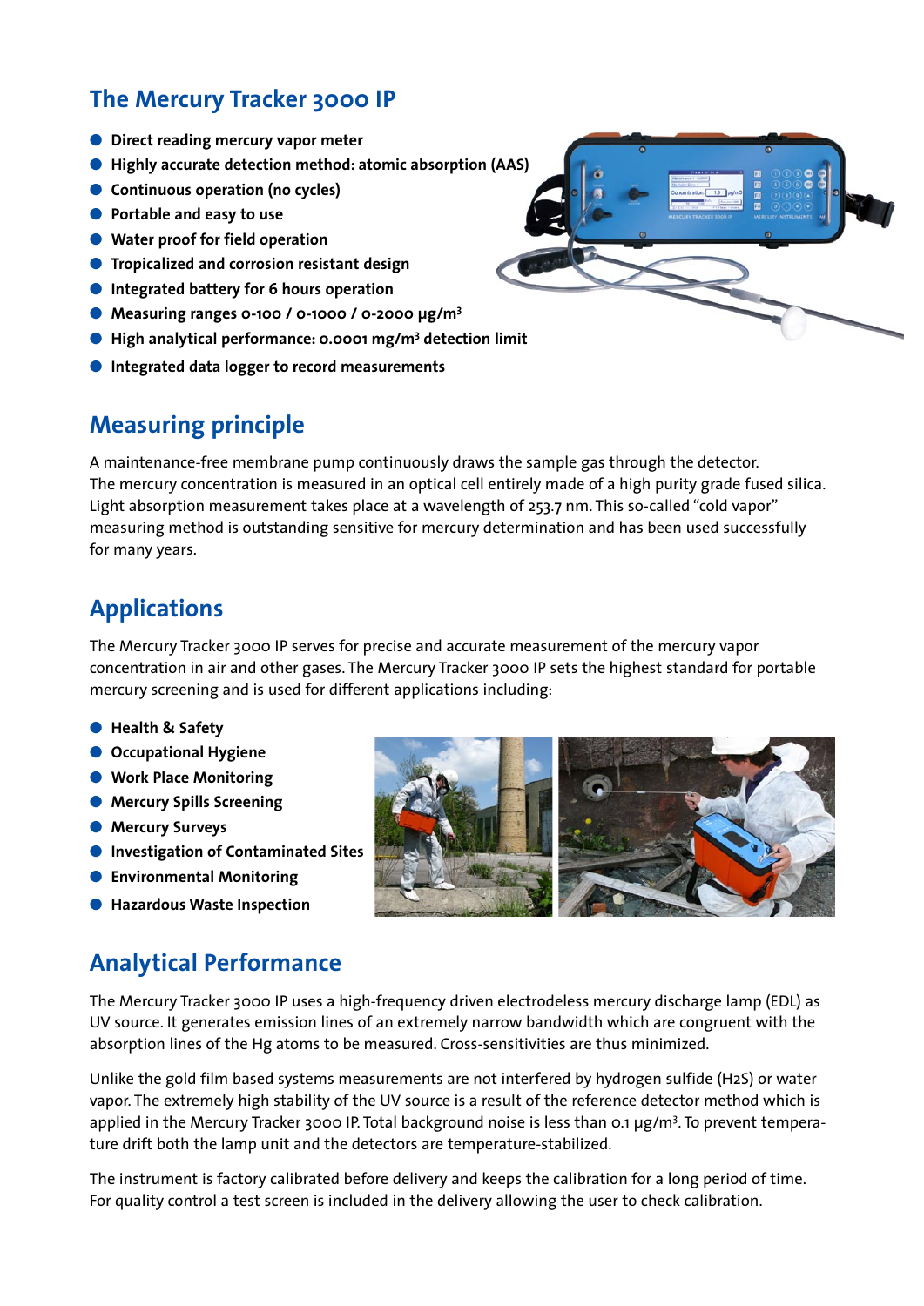## The Mercury Tracker 3000 IP

- **Direct reading mercury vapor meter**
- **Highly accurate method: atomic absorption (AAS)**
- **Continuous operation (no cycles)**
- **Portable and easy to use**
- **Water proof for field operation**
- **Tropicalized and corrosion resistant design**
- **Integrated battery for 6 hours operation**
- **Measuring ranges 0-100 / 0-1000 / 0-2000 µg/m³**
- **High analytical performance: 0.0001 mg/m³ detection limit**
- **Integrated data logger to record measurements**

## Measuring principle

A maintenance-free membrane pump continuously draws the sample gas through the detector. The mercury concentration is measured in an optical cell entirely made of a high purity grade fused silica. Light absorption measurement takes place at a wavelength of 253.7 nm. This so-called "cold vapor" measuring method is outstanding sensitive for mercury determination and has been used successfully for many years.

## Applications

The Mercury Tracker 3000 IP serves for precise and accurate measurement of the mercury vapor concentration in air and other gases. The Mercury Tracker 3000 IP sets the highest standard for portable mercury screening and is used for different applications including:

- **Health & Safety**
- **Occupational Hygiene**
- **Work Place Monitoring**
- **Mercury Spills Screening**
- **Mercury Surveys**
- **Investigation of Contaminated Sites**
- **Environmental Monitoring**
- **Hazardous Waste Inspection**

## Analytical Performance

The Mercury Tracker 3000 IP uses a high-frequency driven electrodeless mercury discharge lamp (EDL) as UV source. It generates emission lines of an extremely narrow bandwidth which are congruent with the absorption lines of the Hg atoms to be measured. Cross-sensitivities are thus minimized.

Unlike the gold film based systems measurements are not interfered by hydrogen sulfide ($H_2S$) or water vapor. The extremely high stability of the UV source is a result of the reference detector method which is applied in the Mercury Tracker 3000 IP. Total background noise is less than 0.1 µg/m³. To prevent temperature drift both the lamp unit and the detectors are temperature-stabilized.

The instrument is factory calibrated before delivery and keeps the calibration for a long period of time. For quality control a test screen is included in the delivery allowing the user to check calibration.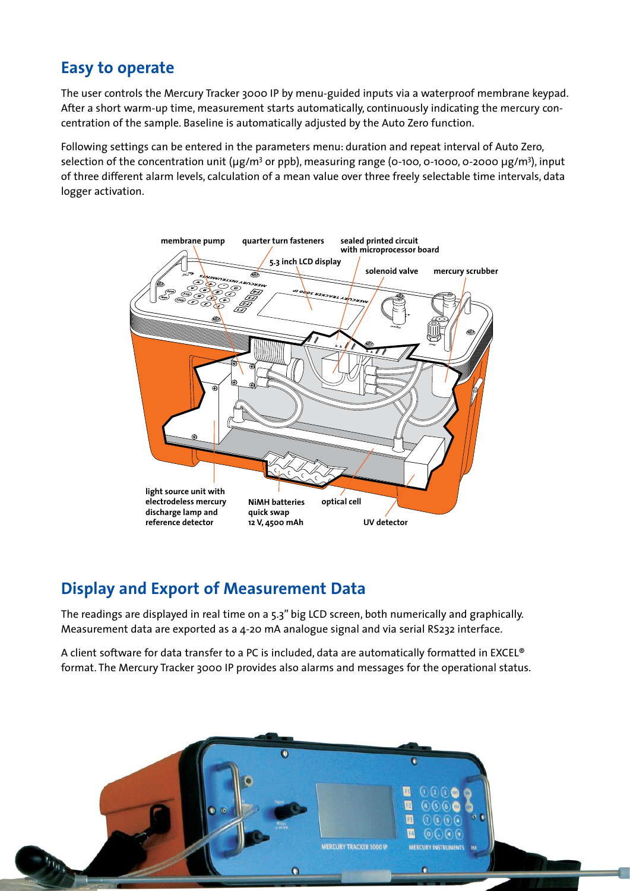## Easy to operate

The user controls the Mercury Tracker 3000 IP by menu-guided inputs via a waterproof membrane keypad. After a short warm-up time, measurement starts automatically, continuously indicating the mercury concentration of the sample. Baseline is automatically adjusted by the Auto Zero function.

Following settings can be entered in the parameters menu: duration and repeat interval of Auto Zero, selection of the concentration unit (µg/m³ or ppb), measuring range (0-100, 0-1000, 0-2000 µg/m³), input of three different alarm levels, calculation of a mean value over three freely selectable time intervals, data logger activation.

membrane pump, quarter turn fasteners, sealed printed circuit with microprocessor board, 5.3 inch LCD display, solenoid valve, mercury scrubber, light source unit with electrodeless mercury discharge lamp and reference detector, NiMH batteries quick swap 12 V, 4500 mAh, optical cell, UV detector

## Display and Export of Measurement Data

The readings are displayed in real time on a 5.3" big LCD screen, both numerically and graphically. Measurement data are exported as a 4-20 mA analogue signal and via serial RS232 interface.

A client software for data transfer to a PC is included, data are automatically formatted in EXCEL® format. The Mercury Tracker 3000 IP provides also alarms and messages for the operational status.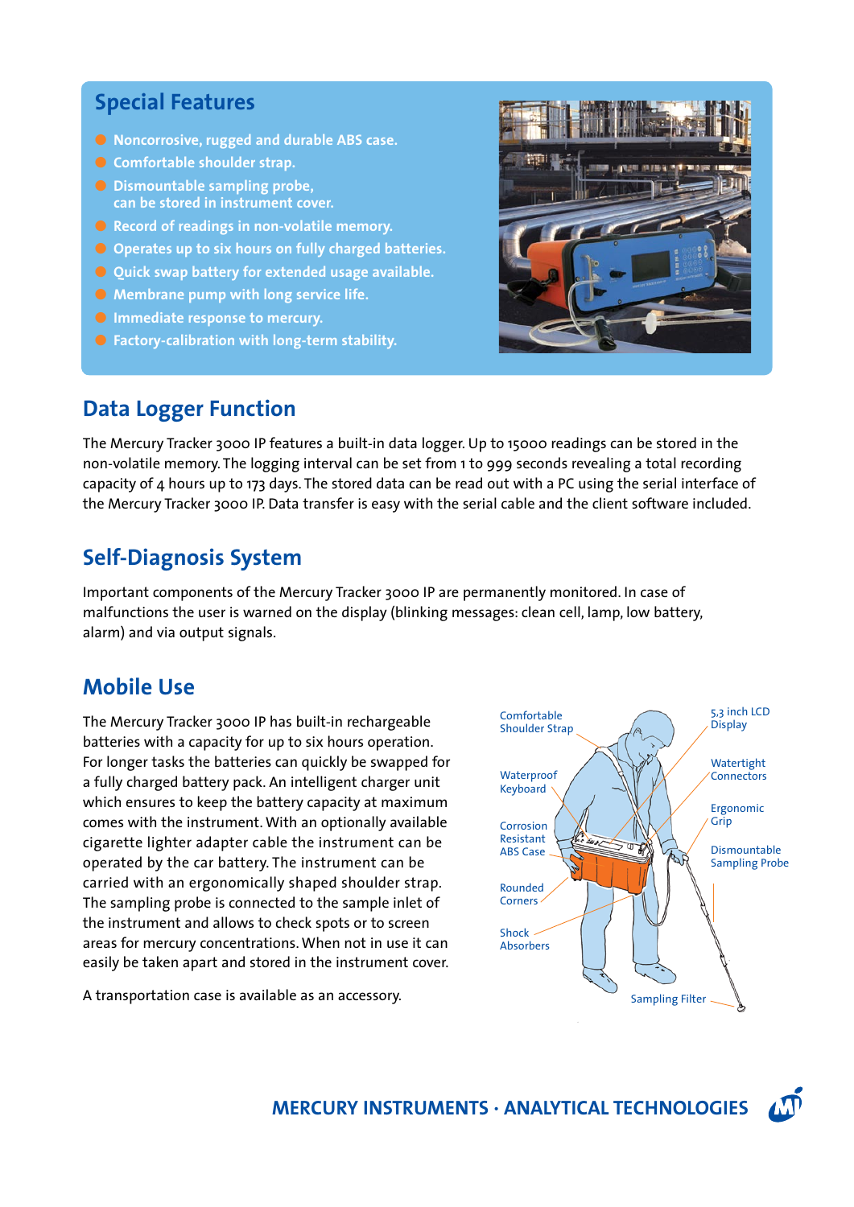## Special Features

- Noncorrosive, rugged and durable ABS case.
- Comfortable shoulder strap.
- Dismountable sampling probe, can be stored in instrument cover.
- Record of readings in non-volatile memory.
- Operates up to six hours on fully charged batteries.
- Quick swap battery for extended usage available.
- Membrane pump with long service life.
- Immediate response to mercury.
- Factory-calibration with long-term stability.

## Data Logger Function

The Mercury Tracker 3000 IP features a built-in data logger. Up to 15000 readings can be stored in the non-volatile memory. The logging interval can be set from 1 to 999 seconds revealing a total recording capacity of 4 hours up to 173 days. The stored data can be read out with a PC using the serial interface of the Mercury Tracker 3000 IP. Data transfer is easy with the serial cable and the client software included.

## Self-Diagnosis System

Important components of the Mercury Tracker 3000 IP are permanently monitored. In case of malfunctions the user is warned on the display (blinking messages: clean cell, lamp, low battery, alarm) and via output signals.

## Mobile Use

The Mercury Tracker 3000 IP has built-in rechargeable batteries with a capacity for up to six hours operation. For longer tasks the batteries can quickly be swapped for a fully charged battery pack. An intelligent charger unit which ensures to keep the battery capacity at maximum comes with the instrument. With an optionally available cigarette lighter adapter cable the instrument can be operated by the car battery. The instrument can be carried with an ergonomically shaped shoulder strap. The sampling probe is connected to the sample inlet of the instrument and allows to check spots or to screen areas for mercury concentrations. When not in use it can easily be taken apart and stored in the instrument cover.

A transportation case is available as an accessory.

Comfortable Shoulder Strap · Waterproof Keyboard · Corrosion Resistant ABS Case · Rounded Corners · Shock Absorbers · 5,3 inch LCD Display · Watertight Connectors · Ergonomic Grip · Dismountable Sampling Probe · Sampling Filter

**MERCURY INSTRUMENTS · ANALYTICAL TECHNOLOGIES**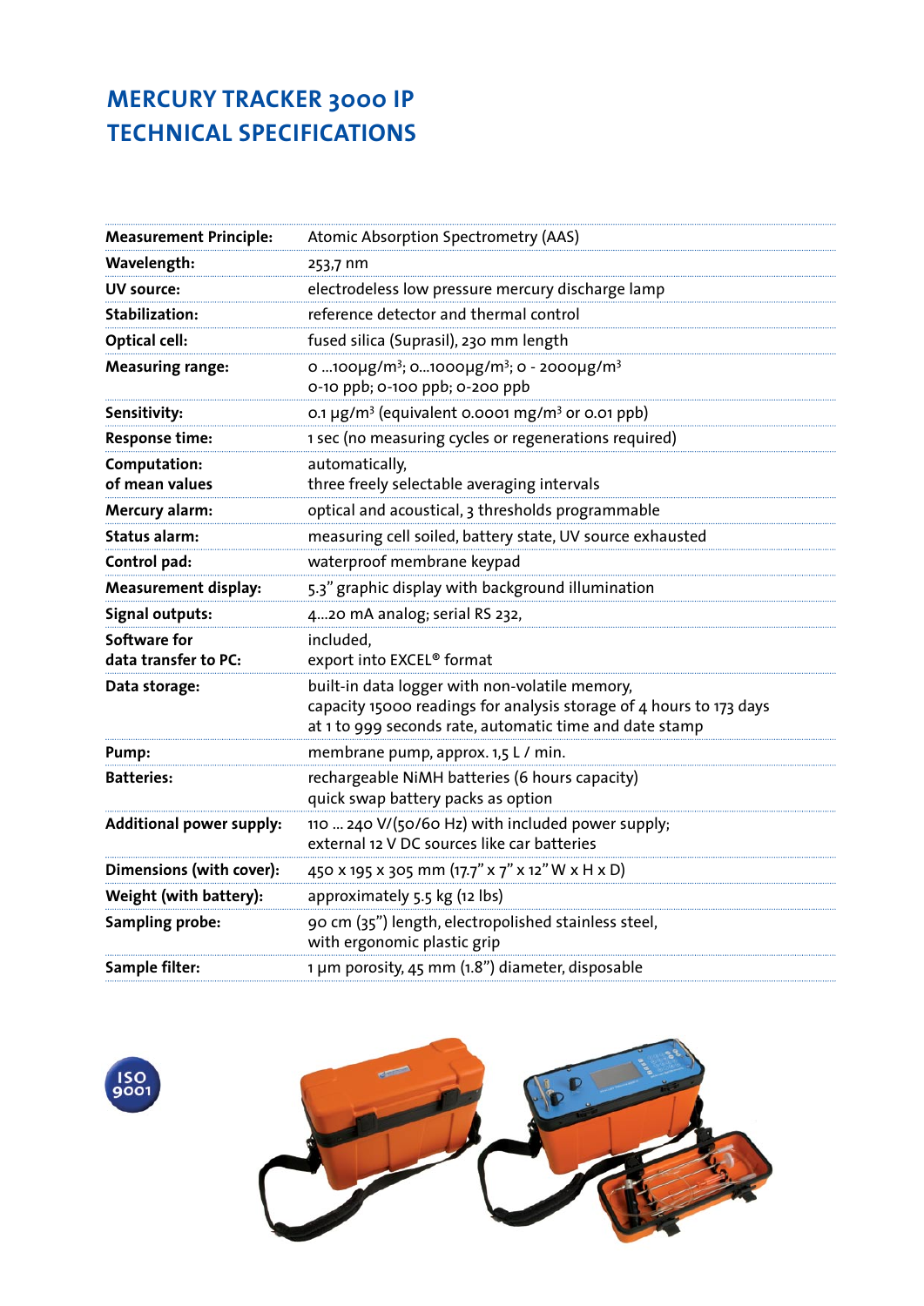# MERCURY TRACKER 3000 IP
# TECHNICAL SPECIFICATIONS

| | |
|---|---|
| **Measurement Principle:** | Atomic Absorption Spectrometry (AAS) |
| **Wavelength:** | 253,7 nm |
| **UV source:** | electrodeless low pressure mercury discharge lamp |
| **Stabilization:** | reference detector and thermal control |
| **Optical cell:** | fused silica (Suprasil), 230 mm length |
| **Measuring range:** | 0 ...100µg/m³; 0...1000µg/m³; 0 - 2000µg/m³<br>0-10 ppb; 0-100 ppb; 0-200 ppb |
| **Sensitivity:** | 0.1 µg/m³ (equivalent 0.0001 mg/m³ or 0.01 ppb) |
| **Response time:** | 1 sec (no measuring cycles or regenerations required) |
| **Computation: of mean values** | automatically,<br>three freely selectable averaging intervals |
| **Mercury alarm:** | optical and acoustical, 3 thresholds programmable |
| **Status alarm:** | measuring cell soiled, battery state, UV source exhausted |
| **Control pad:** | waterproof membrane keypad |
| **Measurement display:** | 5.3" graphic display with background illumination |
| **Signal outputs:** | 4...20 mA analog; serial RS 232, |
| **Software for data transfer to PC:** | included,<br>export into EXCEL® format |
| **Data storage:** | built-in data logger with non-volatile memory,<br>capacity 15000 readings for analysis storage of 4 hours to 173 days<br>at 1 to 999 seconds rate, automatic time and date stamp |
| **Pump:** | membrane pump, approx. 1,5 L / min. |
| **Batteries:** | rechargeable NiMH batteries (6 hours capacity)<br>quick swap battery packs as option |
| **Additional power supply:** | 110 ... 240 V/(50/60 Hz) with included power supply;<br>external 12 V DC sources like car batteries |
| **Dimensions (with cover):** | 450 x 195 x 305 mm (17.7" x 7" x 12" W x H x D) |
| **Weight (with battery):** | approximately 5.5 kg (12 lbs) |
| **Sampling probe:** | 90 cm (35") length, electropolished stainless steel,<br>with ergonomic plastic grip |
| **Sample filter:** | 1 µm porosity, 45 mm (1.8") diameter, disposable |

ISO 9001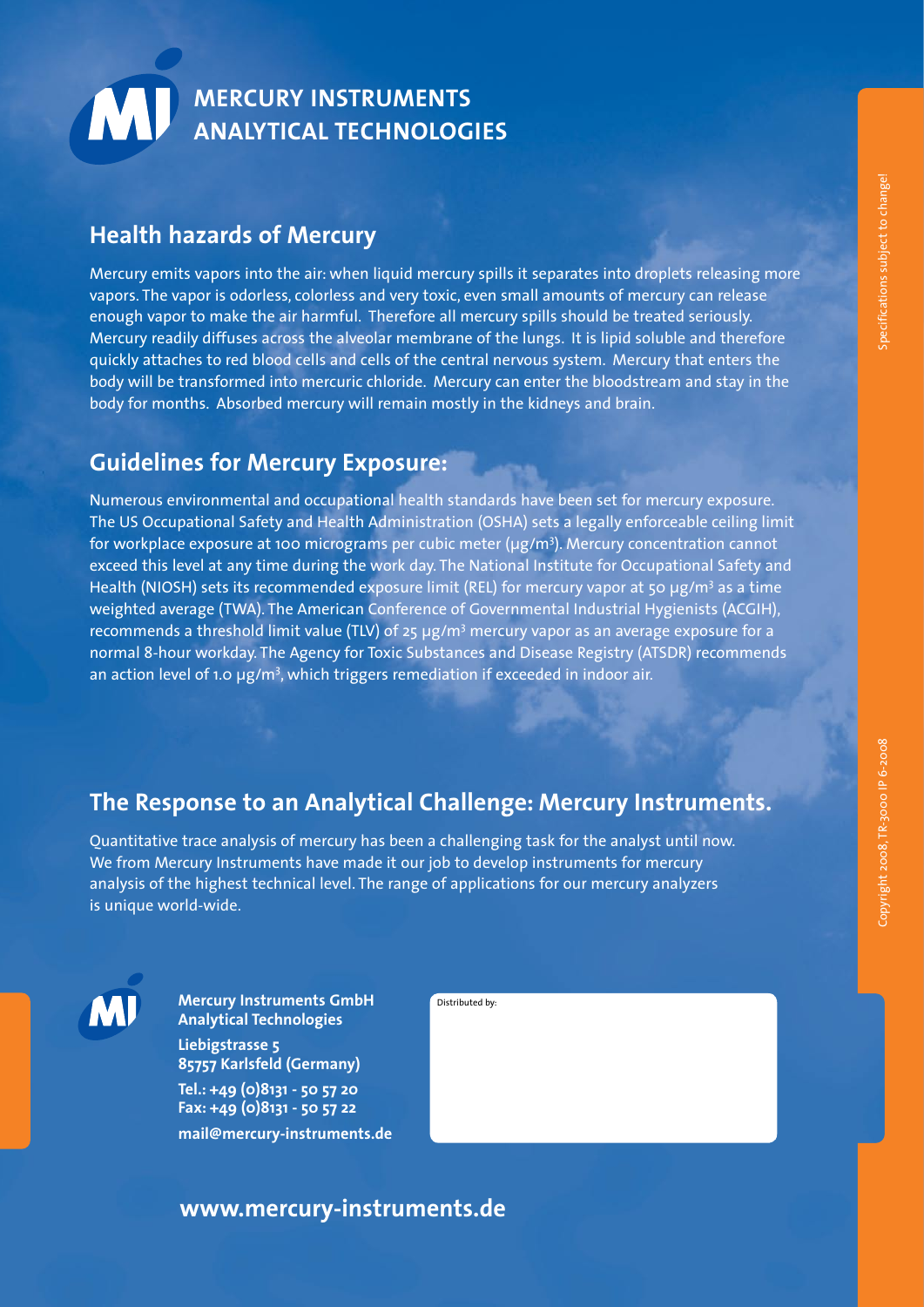# MERCURY INSTRUMENTS ANALYTICAL TECHNOLOGIES

## Health hazards of Mercury

Mercury emits vapors into the air: when liquid mercury spills it separates into droplets releasing more vapors. The vapor is odorless, colorless and very toxic, even small amounts of mercury can release enough vapor to make the air harmful. Therefore all mercury spills should be treated seriously. Mercury readily diffuses across the alveolar membrane of the lungs. It is lipid soluble and therefore quickly attaches to red blood cells and cells of the central nervous system. Mercury that enters the body will be transformed into mercuric chloride. Mercury can enter the bloodstream and stay in the body for months. Absorbed mercury will remain mostly in the kidneys and brain.

## Guidelines for Mercury Exposure:

Numerous environmental and occupational health standards have been set for mercury exposure. The US Occupational Safety and Health Administration (OSHA) sets a legally enforceable ceiling limit for workplace exposure at 100 micrograms per cubic meter (μg/m$^3$). Mercury concentration cannot exceed this level at any time during the work day. The National Institute for Occupational Safety and Health (NIOSH) sets its recommended exposure limit (REL) for mercury vapor at 50 μg/m$^3$ as a time weighted average (TWA). The American Conference of Governmental Industrial Hygienists (ACGIH), recommends a threshold limit value (TLV) of 25 μg/m$^3$ mercury vapor as an average exposure for a normal 8-hour workday. The Agency for Toxic Substances and Disease Registry (ATSDR) recommends an action level of 1.0 μg/m$^3$, which triggers remediation if exceeded in indoor air.

## The Response to an Analytical Challenge: Mercury Instruments.

Quantitative trace analysis of mercury has been a challenging task for the analyst until now. We from Mercury Instruments have made it our job to develop instruments for mercury analysis of the highest technical level. The range of applications for our mercury analyzers is unique world-wide.

**Mercury Instruments GmbH**
**Analytical Technologies**

**Liebigstrasse 5**
**85757 Karlsfeld (Germany)**

**Tel.: +49 (0)8131 - 50 57 20**
**Fax: +49 (0)8131 - 50 57 22**

**mail@mercury-instruments.de**

Distributed by:

## www.mercury-instruments.de

Specifications subject to change!

Copyright 2008, TR-3000 IP 6-2008